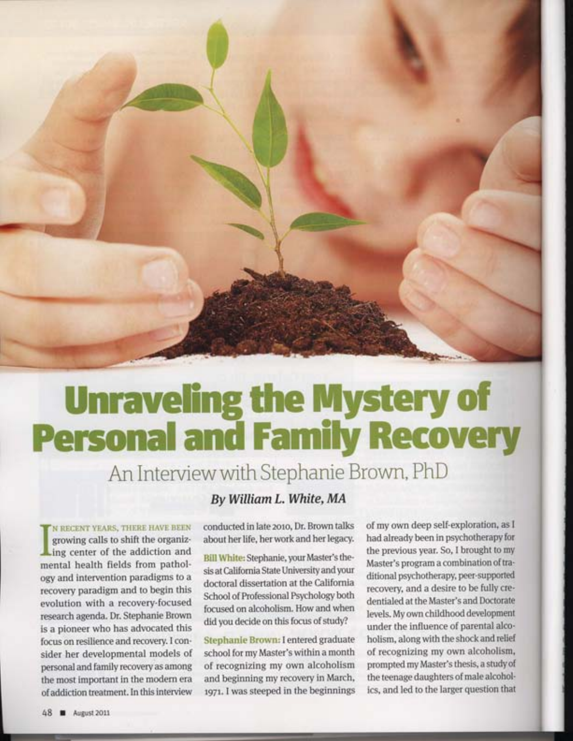# Unraveling the Mystery of Personal and Family Recovery

## An Interview with Stephanie Brown, PhD

### *By William L. White, MA*

In recent years, there have been growing calls to shift the organizing center of the addiction and mental health fields from pathology and intervention paradigms to a recovery paradigm and to begin this evolution with a recovery-focused research agenda. Dr. Stephanie Brown is a pioneer who has advocated this focus on resilience and recovery. I consider her developmental models of personal and family recovery as among the most important in the modern era of addiction treatment. In this interview conducted in late 2010, Dr. Brown talks about her life, her work and her legacy.

**Bill White:** Stephanie, your Master's thesis at California State University and your doctoral dissertation at the California School of Professional Psychology both focused on alcoholism. How and when did you decide on this focus of study?

**Stephanie Brown:** I entered graduate school for my Master's within a month of recognizing my own alcoholism and beginning my recovery in March, 1971. I was steeped in the beginnings of my own deep self-exploration, as I had already been in psychotherapy for the previous year. So, I brought to my Master's program a combination of traditional psychotherapy, peer-supported recovery, and a desire to be fully credentialed at the Master's and Doctorate levels. My own childhood development under the influence of parental alcoholism, along with the shock and relief of recognizing my own alcoholism, prompted my Master's thesis, a study of the teenage daughters of male alcoholics, and led to the larger question that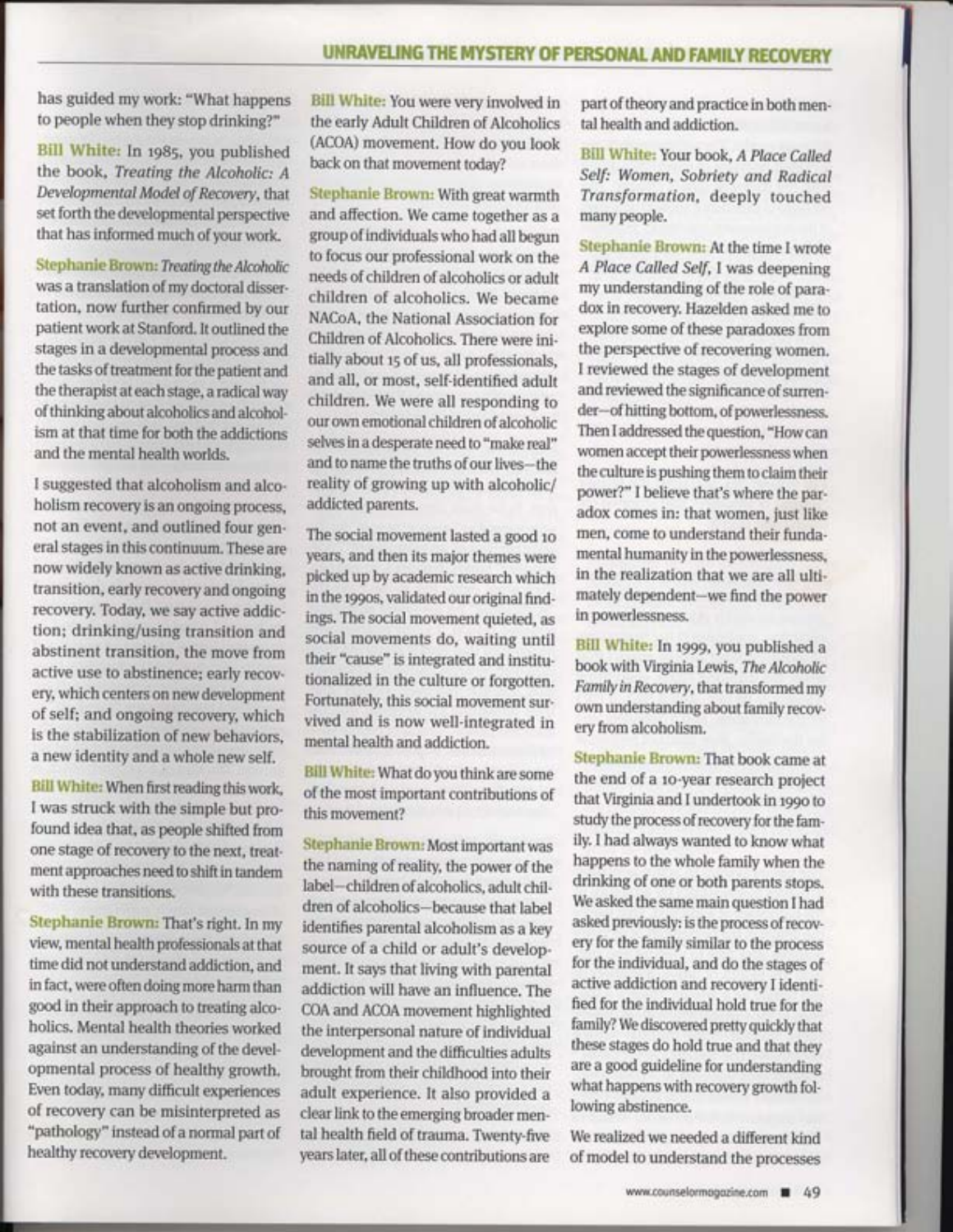has guided my work: "What happens to people when they stop drinking?"

**Bill White:** In 1985, you published the book, *Treating the Alcoholic: A Developmental Model of Recovery*, that set forth the developmental perspective that has informed much of your work.

**Stephanie Brown:** *Treating the Alcoholic* was a translation of my doctoral dissertation, now further confirmed by our patient work at Stanford. It outlined the stages in a developmental process and the tasks of treatment for the patient and the therapist at each stage, a radical way of thinking about alcoholics and alcoholism at that time for both the addictions and the mental health worlds.

I suggested that alcoholism and alcoholism recovery is an ongoing process, not an event, and outlined four general stages in this continuum. These are now widely known as active drinking, transition, early recovery and ongoing recovery. Today, we say active addiction; drinking/using transition and abstinent transition, the move from active use to abstinence; early recovery, which centers on new development of self; and ongoing recovery, which is the stabilization of new behaviors, a new identity and a whole new self.

**Bill White:** When first reading this work, I was struck with the simple but profound idea that, as people shifted from one stage of recovery to the next, treatment approaches need to shift in tandem with these transitions.

**Stephanie Brown:** That's right. In my view, mental health professionals at that time did not understand addiction, and in fact, were often doing more harm than good in their approach to treating alcoholics. Mental health theories worked against an understanding of the developmental process of healthy growth. Even today, many difficult experiences of recovery can be misinterpreted as "pathology" instead of a normal part of healthy recovery development.

**Bill White:** You were very involved in the early Adult Children of Alcoholics (ACOA) movement. How do you look back on that movement today?

**Stephanie Brown:** With great warmth and affection. We came together as a group of individuals who had all begun to focus our professional work on the needs of children of alcoholics or adult children of alcoholics. We became NACoA, the National Association for Children of Alcoholics. There were initially about 15 of us, all professionals, and all, or most, self-identified adult children. We were all responding to our own emotional children of alcoholic selves in a desperate need to "make real" and to name the truths of our lives—the reality of growing up with alcoholic/addicted parents.

The social movement lasted a good 10 years, and then its major themes were picked up by academic research which in the 1990s, validated our original findings. The social movement quieted, as social movements do, waiting until their "cause" is integrated and institutionalized in the culture or forgotten. Fortunately, this social movement survived and is now well-integrated in mental health and addiction.

**Bill White:** What do you think are some of the most important contributions of this movement?

**Stephanie Brown:** Most important was the naming of reality, the power of the label—children of alcoholics, adult children of alcoholics—because that label identifies parental alcoholism as a key source of a child or adult's development. It says that living with parental addiction will have an influence. The COA and ACOA movement highlighted the interpersonal nature of individual development and the difficulties adults brought from their childhood into their adult experience. It also provided a clear link to the emerging broader mental health field of trauma. Twenty-five years later, all of these contributions are part of theory and practice in both mental health and addiction.

**Bill White:** Your book, *A Place Called Self: Women, Sobriety and Radical Transformation*, deeply touched many people.

**Stephanie Brown:** At the time I wrote *A Place Called Self*, I was deepening my understanding of the role of paradox in recovery. Hazelden asked me to explore some of these paradoxes from the perspective of recovering women. I reviewed the stages of development and reviewed the significance of surrender—of hitting bottom, of powerlessness. Then I addressed the question, "How can women accept their powerlessness when the culture is pushing them to claim their power?" I believe that's where the paradox comes in: that women, just like men, come to understand their fundamental humanity in the powerlessness, in the realization that we are all ultimately dependent—we find the power in powerlessness.

**Bill White:** In 1999, you published a book with Virginia Lewis, *The Alcoholic Family in Recovery*, that transformed my own understanding about family recovery from alcoholism.

**Stephanie Brown:** That book came at the end of a 10-year research project that Virginia and I undertook in 1990 to study the process of recovery for the family. I had always wanted to know what happens to the whole family when the drinking of one or both parents stops. We asked the same main question I had asked previously: is the process of recovery for the family similar to the process for the individual, and do the stages of active addiction and recovery I identified for the individual hold true for the family? We discovered pretty quickly that these stages do hold true and that they are a good guideline for understanding what happens with recovery growth following abstinence.

We realized we needed a different kind of model to understand the processes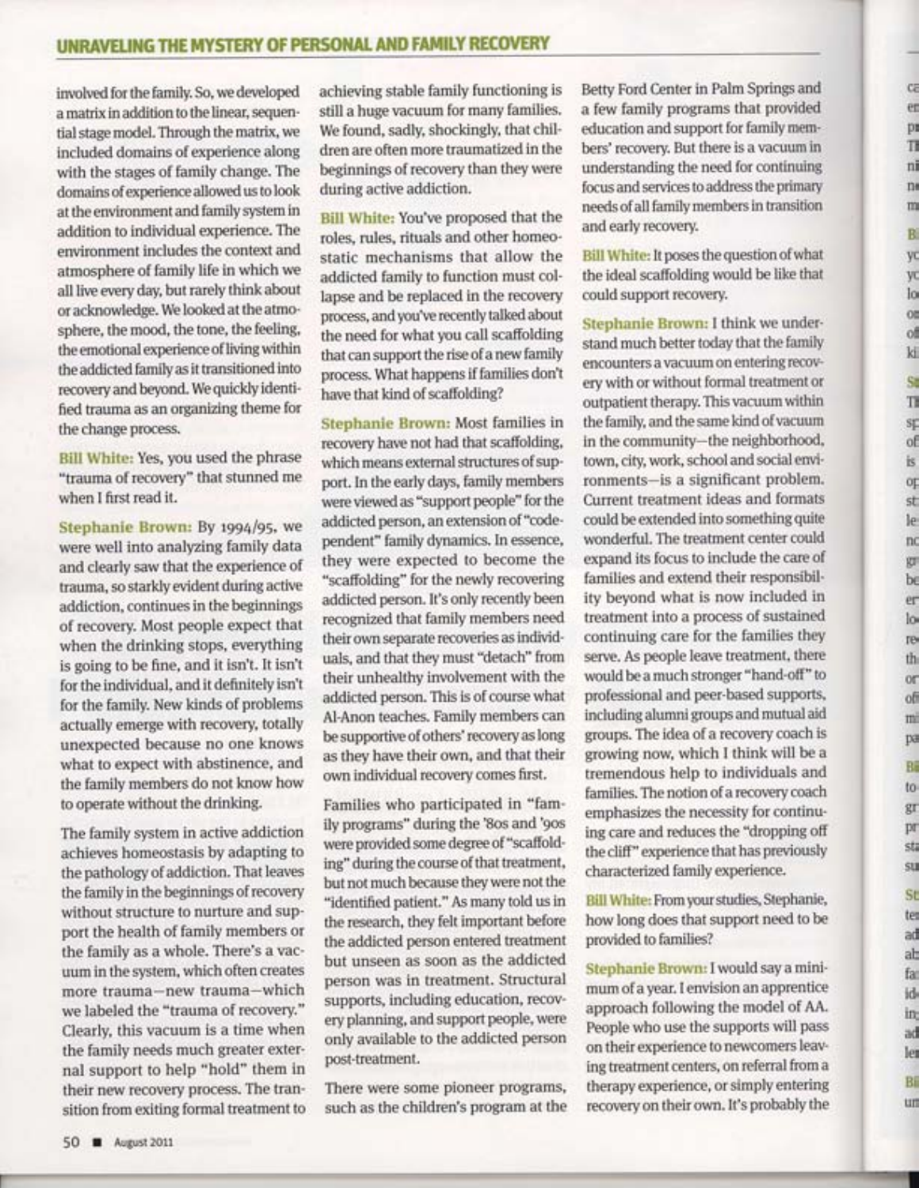involved for the family. So, we developed a matrix in addition to the linear, sequential stage model. Through the matrix, we included domains of experience along with the stages of family change. The domains of experience allowed us to look at the environment and family system in addition to individual experience. The environment includes the context and atmosphere of family life in which we all live every day, but rarely think about or acknowledge. We looked at the atmosphere, the mood, the tone, the feeling, the emotional experience of living within the addicted family as it transitioned into recovery and beyond. We quickly identified trauma as an organizing theme for the change process.

**Bill White:** Yes, you used the phrase "trauma of recovery" that stunned me when I first read it.

**Stephanie Brown:** By 1994/95, we were well into analyzing family data and clearly saw that the experience of trauma, so starkly evident during active addiction, continues in the beginnings of recovery. Most people expect that when the drinking stops, everything is going to be fine, and it isn't. It isn't for the individual, and it definitely isn't for the family. New kinds of problems actually emerge with recovery, totally unexpected because no one knows what to expect with abstinence, and the family members do not know how to operate without the drinking.

The family system in active addiction achieves homeostasis by adapting to the pathology of addiction. That leaves the family in the beginnings of recovery without structure to nurture and support the health of family members or the family as a whole. There's a vacuum in the system, which often creates more trauma—new trauma—which we labeled the "trauma of recovery." Clearly, this vacuum is a time when the family needs much greater external support to help "hold" them in their new recovery process. The transition from exiting formal treatment to achieving stable family functioning is still a huge vacuum for many families. We found, sadly, shockingly, that children are often more traumatized in the beginnings of recovery than they were during active addiction.

**Bill White:** You've proposed that the roles, rules, rituals and other homeostatic mechanisms that allow the addicted family to function must collapse and be replaced in the recovery process, and you've recently talked about the need for what you call scaffolding that can support the rise of a new family process. What happens if families don't have that kind of scaffolding?

**Stephanie Brown:** Most families in recovery have not had that scaffolding, which means external structures of support. In the early days, family members were viewed as "support people" for the addicted person, an extension of "codependent" family dynamics. In essence, they were expected to become the "scaffolding" for the newly recovering addicted person. It's only recently been recognized that family members need their own separate recoveries as individuals, and that they must "detach" from their unhealthy involvement with the addicted person. This is of course what Al-Anon teaches. Family members can be supportive of others' recovery as long as they have their own, and that their own individual recovery comes first.

Families who participated in "family programs" during the '80s and '90s were provided some degree of "scaffolding" during the course of that treatment, but not much because they were not the "identified patient." As many told us in the research, they felt important before the addicted person entered treatment but unseen as soon as the addicted person was in treatment. Structural supports, including education, recovery planning, and support people, were only available to the addicted person post-treatment.

There were some pioneer programs, such as the children's program at the Betty Ford Center in Palm Springs and a few family programs that provided education and support for family members' recovery. But there is a vacuum in understanding the need for continuing focus and services to address the primary needs of all family members in transition and early recovery.

**Bill White:** It poses the question of what the ideal scaffolding would be like that could support recovery.

**Stephanie Brown:** I think we understand much better today that the family encounters a vacuum on entering recovery with or without formal treatment or outpatient therapy. This vacuum within the family, and the same kind of vacuum in the community—the neighborhood, town, city, work, school and social environments—is a significant problem. Current treatment ideas and formats could be extended into something quite wonderful. The treatment center could expand its focus to include the care of families and extend their responsibility beyond what is now included in treatment into a process of sustained continuing care for the families they serve. As people leave treatment, there would be a much stronger "hand-off" to professional and peer-based supports, including alumni groups and mutual aid groups. The idea of a recovery coach is growing now, which I think will be a tremendous help to individuals and families. The notion of a recovery coach emphasizes the necessity for continuing care and reduces the "dropping off the cliff" experience that has previously characterized family experience.

**Bill White:** From your studies, Stephanie, how long does that support need to be provided to families?

**Stephanie Brown:** I would say a minimum of a year. I envision an apprentice approach following the model of AA. People who use the supports will pass on their experience to newcomers leaving treatment centers, on referral from a therapy experience, or simply entering recovery on their own. It's probably the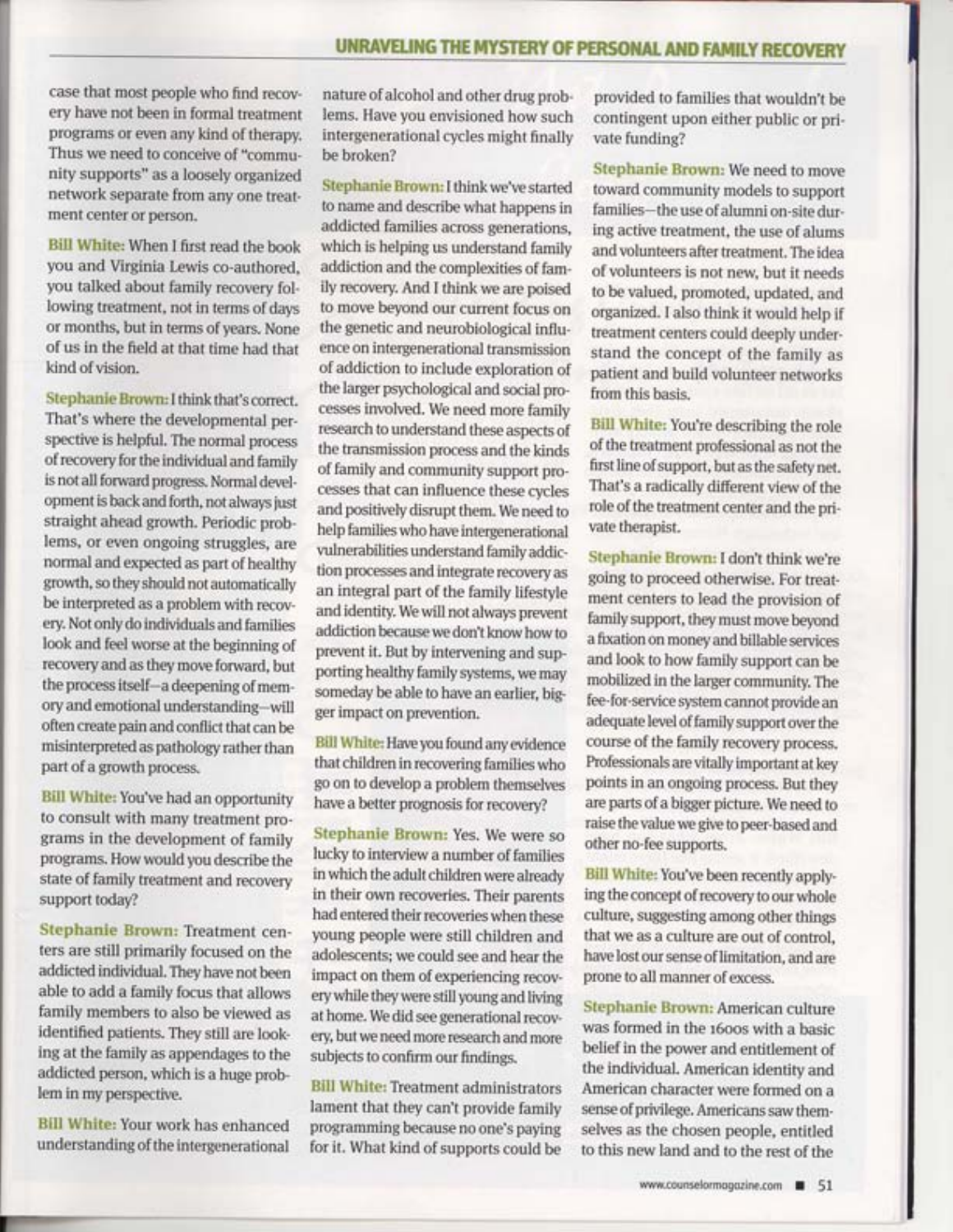case that most people who find recovery have not been in formal treatment programs or even any kind of therapy. Thus we need to conceive of "community supports" as a loosely organized network separate from any one treatment center or person.

**Bill White:** When I first read the book you and Virginia Lewis co-authored, you talked about family recovery following treatment, not in terms of days or months, but in terms of years. None of us in the field at that time had that kind of vision.

**Stephanie Brown:** I think that's correct. That's where the developmental perspective is helpful. The normal process of recovery for the individual and family is not all forward progress. Normal development is back and forth, not always just straight ahead growth. Periodic problems, or even ongoing struggles, are normal and expected as part of healthy growth, so they should not automatically be interpreted as a problem with recovery. Not only do individuals and families look and feel worse at the beginning of recovery and as they move forward, but the process itself—a deepening of memory and emotional understanding—will often create pain and conflict that can be misinterpreted as pathology rather than part of a growth process.

**Bill White:** You've had an opportunity to consult with many treatment programs in the development of family programs. How would you describe the state of family treatment and recovery support today?

**Stephanie Brown:** Treatment centers are still primarily focused on the addicted individual. They have not been able to add a family focus that allows family members to also be viewed as identified patients. They still are looking at the family as appendages to the addicted person, which is a huge problem in my perspective.

**Bill White:** Your work has enhanced understanding of the intergenerational nature of alcohol and other drug problems. Have you envisioned how such intergenerational cycles might finally be broken?

**Stephanie Brown:** I think we've started to name and describe what happens in addicted families across generations, which is helping us understand family addiction and the complexities of family recovery. And I think we are poised to move beyond our current focus on the genetic and neurobiological influence on intergenerational transmission of addiction to include exploration of the larger psychological and social processes involved. We need more family research to understand these aspects of the transmission process and the kinds of family and community support processes that can influence these cycles and positively disrupt them. We need to help families who have intergenerational vulnerabilities understand family addiction processes and integrate recovery as an integral part of the family lifestyle and identity. We will not always prevent addiction because we don't know how to prevent it. But by intervening and supporting healthy family systems, we may someday be able to have an earlier, bigger impact on prevention.

**Bill White:** Have you found any evidence that children in recovering families who go on to develop a problem themselves have a better prognosis for recovery?

**Stephanie Brown:** Yes. We were so lucky to interview a number of families in which the adult children were already in their own recoveries. Their parents had entered their recoveries when these young people were still children and adolescents; we could see and hear the impact on them of experiencing recovery while they were still young and living at home. We did see generational recovery, but we need more research and more subjects to confirm our findings.

**Bill White:** Treatment administrators lament that they can't provide family programming because no one's paying for it. What kind of supports could be provided to families that wouldn't be contingent upon either public or private funding?

**Stephanie Brown:** We need to move toward community models to support families—the use of alumni on-site during active treatment, the use of alums and volunteers after treatment. The idea of volunteers is not new, but it needs to be valued, promoted, updated, and organized. I also think it would help if treatment centers could deeply understand the concept of the family as patient and build volunteer networks from this basis.

**Bill White:** You're describing the role of the treatment professional as not the first line of support, but as the safety net. That's a radically different view of the role of the treatment center and the private therapist.

**Stephanie Brown:** I don't think we're going to proceed otherwise. For treatment centers to lead the provision of family support, they must move beyond a fixation on money and billable services and look to how family support can be mobilized in the larger community. The fee-for-service system cannot provide an adequate level of family support over the course of the family recovery process. Professionals are vitally important at key points in an ongoing process. But they are parts of a bigger picture. We need to raise the value we give to peer-based and other no-fee supports.

**Bill White:** You've been recently applying the concept of recovery to our whole culture, suggesting among other things that we as a culture are out of control, have lost our sense of limitation, and are prone to all manner of excess.

**Stephanie Brown:** American culture was formed in the 1600s with a basic belief in the power and entitlement of the individual. American identity and American character were formed on a sense of privilege. Americans saw themselves as the chosen people, entitled to this new land and to the rest of the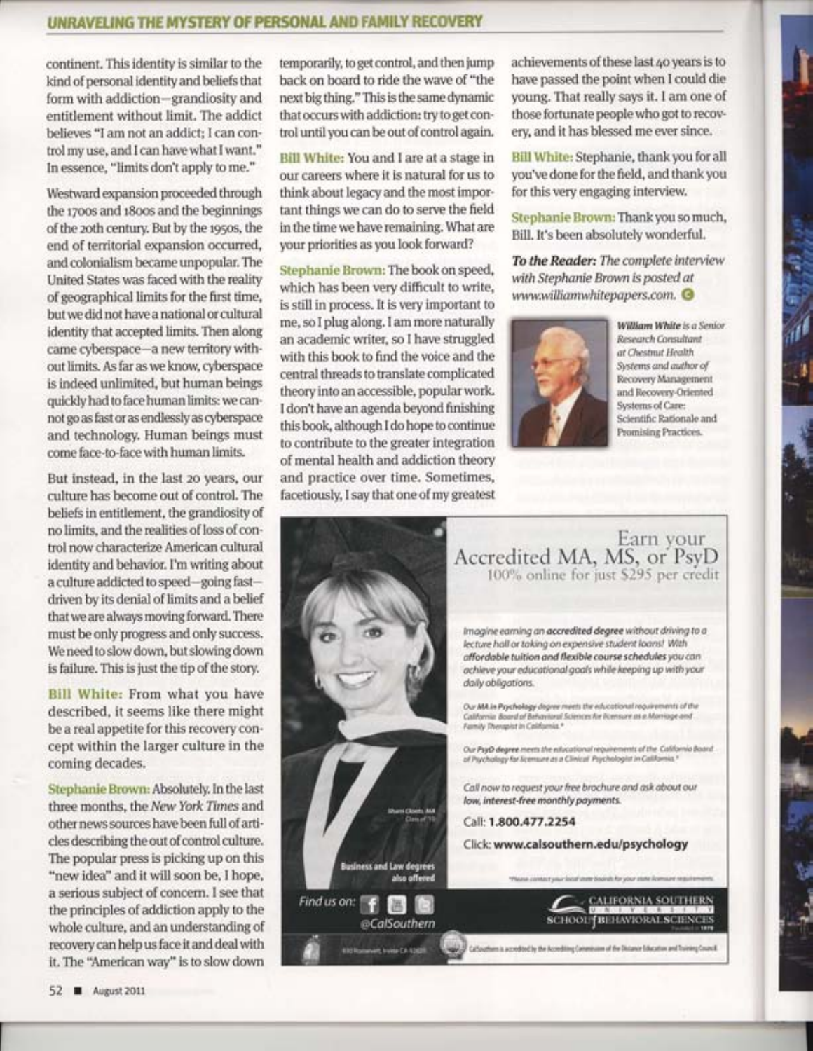continent. This identity is similar to the kind of personal identity and beliefs that form with addiction—grandiosity and entitlement without limit. The addict believes "I am not an addict; I can control my use, and I can have what I want." In essence, "limits don't apply to me."

Westward expansion proceeded through the 1700s and 1800s and the beginnings of the 20th century. But by the 1950s, the end of territorial expansion occurred, and colonialism became unpopular. The United States was faced with the reality of geographical limits for the first time, but we did not have a national or cultural identity that accepted limits. Then along came cyberspace—a new territory without limits. As far as we know, cyberspace is indeed unlimited, but human beings quickly had to face human limits: we cannot go as fast or as endlessly as cyberspace and technology. Human beings must come face-to-face with human limits.

But instead, in the last 20 years, our culture has become out of control. The beliefs in entitlement, the grandiosity of no limits, and the realities of loss of control now characterize American cultural identity and behavior. I'm writing about a culture addicted to speed—going fast—driven by its denial of limits and a belief that we are always moving forward. There must be only progress and only success. We need to slow down, but slowing down is failure. This is just the tip of the story.

**Bill White:** From what you have described, it seems like there might be a real appetite for this recovery concept within the larger culture in the coming decades.

**Stephanie Brown:** Absolutely. In the last three months, the *New York Times* and other news sources have been full of articles describing the out of control culture. The popular press is picking up on this "new idea" and it will soon be, I hope, a serious subject of concern. I see that the principles of addiction apply to the whole culture, and an understanding of recovery can help us face it and deal with it. The "American way" is to slow down temporarily, to get control, and then jump back on board to ride the wave of "the next big thing." This is the same dynamic that occurs with addiction: try to get control until you can be out of control again.

**Bill White:** You and I are at a stage in our careers where it is natural for us to think about legacy and the most important things we can do to serve the field in the time we have remaining. What are your priorities as you look forward?

**Stephanie Brown:** The book on speed, which has been very difficult to write, is still in process. It is very important to me, so I plug along. I am more naturally an academic writer, so I have struggled with this book to find the voice and the central threads to translate complicated theory into an accessible, popular work. I don't have an agenda beyond finishing this book, although I do hope to continue to contribute to the greater integration of mental health and addiction theory and practice over time. Sometimes, facetiously, I say that one of my greatest achievements of these last 40 years is to have passed the point when I could die young. That really says it. I am one of those fortunate people who got to recovery, and it has blessed me ever since.

**Bill White:** Stephanie, thank you for all you've done for the field, and thank you for this very engaging interview.

**Stephanie Brown:** Thank you so much, Bill. It's been absolutely wonderful.

***To the Reader:*** *The complete interview with Stephanie Brown is posted at www.williamwhitepapers.com.*

*William White is a Senior Research Consultant at Chestnut Health Systems and author of Recovery Management and Recovery-Oriented Systems of Care: Scientific Rationale and Promising Practices.*

---

Earn your Accredited MA, MS, or PsyD

100% online for just $295 per credit

*Imagine earning an **accredited degree** without driving to a lecture hall or taking on expensive student loans! With **affordable tuition and flexible course schedules** you can achieve your educational goals while keeping up with your daily obligations.*

Our **MA in Psychology** degree meets the educational requirements of the California Board of Behavioral Sciences for licensure as a Marriage and Family Therapist in California.*

Our **PsyD degree** meets the educational requirements of the California Board of Psychology for licensure as a Clinical Psychologist in California.*

Call now to request your free brochure and ask about our **low, interest-free monthly payments.**

Call: **1.800.477.2254**

Click: **www.calsouthern.edu/psychology**

*Please contact your local state boards for your state licensure requirements.

Business and Law degrees also offered

Find us on: @CalSouthern

CALIFORNIA SOUTHERN UNIVERSITY SCHOOL of BEHAVIORAL SCIENCES

CalSouthern is accredited by the Accrediting Commission of the Distance Education and Training Council